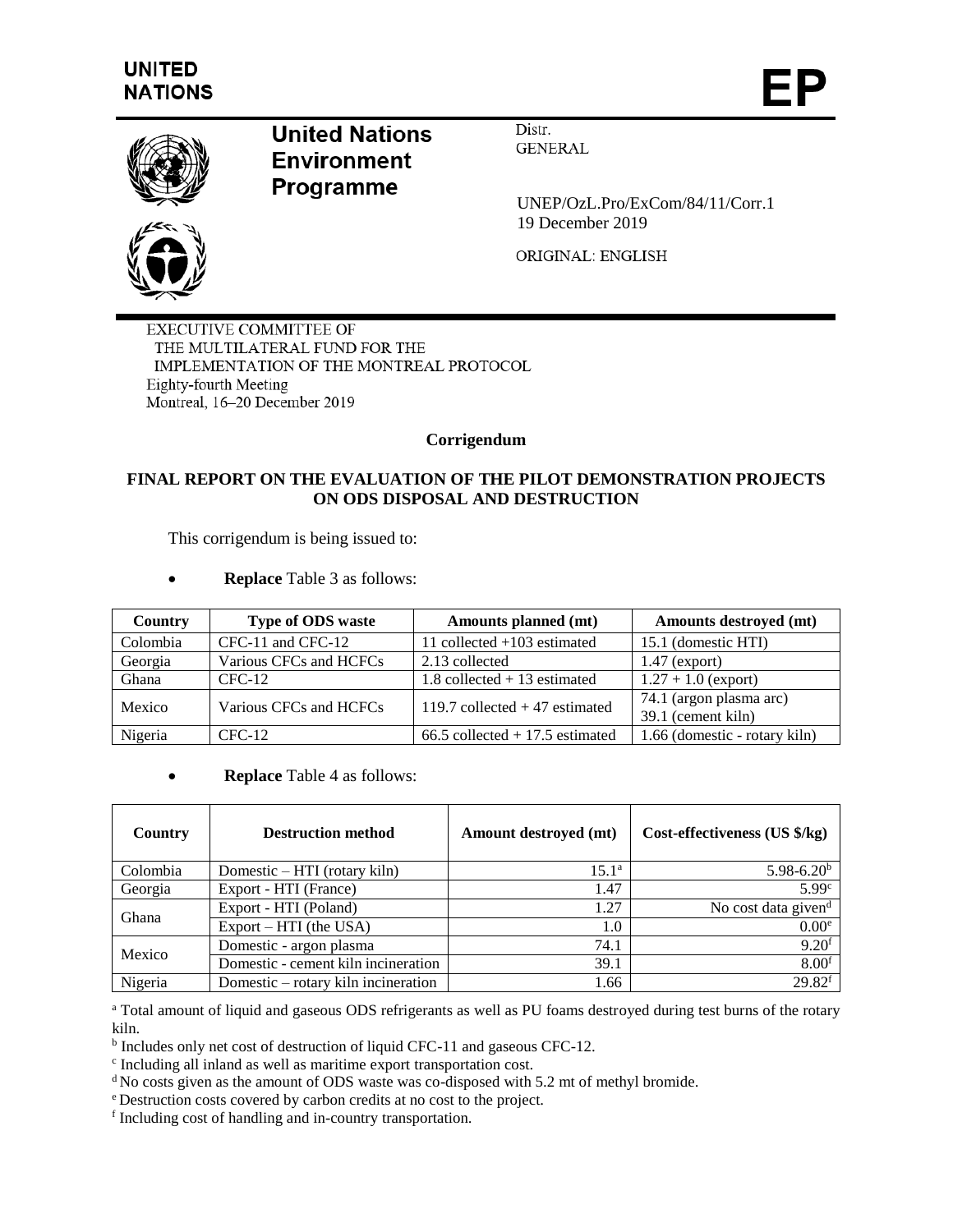UNITED NATIONS

# EP

**United Nations Environment Programme**

Distr.
GENERAL

UNEP/OzL.Pro/ExCom/84/11/Corr.1
19 December 2019

ORIGINAL: ENGLISH

EXECUTIVE COMMITTEE OF
THE MULTILATERAL FUND FOR THE
IMPLEMENTATION OF THE MONTREAL PROTOCOL
Eighty-fourth Meeting
Montreal, 16–20 December 2019

**Corrigendum**

**FINAL REPORT ON THE EVALUATION OF THE PILOT DEMONSTRATION PROJECTS ON ODS DISPOSAL AND DESTRUCTION**

This corrigendum is being issued to:

- **Replace** Table 3 as follows:

| Country | Type of ODS waste | Amounts planned (mt) | Amounts destroyed (mt) |
|---|---|---|---|
| Colombia | CFC-11 and CFC-12 | 11 collected +103 estimated | 15.1 (domestic HTI) |
| Georgia | Various CFCs and HCFCs | 2.13 collected | 1.47 (export) |
| Ghana | CFC-12 | 1.8 collected + 13 estimated | 1.27 + 1.0 (export) |
| Mexico | Various CFCs and HCFCs | 119.7 collected + 47 estimated | 74.1 (argon plasma arc)<br>39.1 (cement kiln) |
| Nigeria | CFC-12 | 66.5 collected + 17.5 estimated | 1.66 (domestic - rotary kiln) |

- **Replace** Table 4 as follows:

| Country | Destruction method | Amount destroyed (mt) | Cost-effectiveness (US $/kg) |
|---|---|---|---|
| Colombia | Domestic – HTI (rotary kiln) | 15.1[a] | 5.98-6.20[b] |
| Georgia | Export - HTI (France) | 1.47 | 5.99[c] |
| Ghana | Export - HTI (Poland) | 1.27 | No cost data given[d] |
| | Export – HTI (the USA) | 1.0 | 0.00[e] |
| Mexico | Domestic - argon plasma | 74.1 | 9.20[f] |
| | Domestic - cement kiln incineration | 39.1 | 8.00[f] |
| Nigeria | Domestic – rotary kiln incineration | 1.66 | 29.82[f] |

[a] Total amount of liquid and gaseous ODS refrigerants as well as PU foams destroyed during test burns of the rotary kiln.

[b] Includes only net cost of destruction of liquid CFC-11 and gaseous CFC-12.

[c] Including all inland as well as maritime export transportation cost.

[d] No costs given as the amount of ODS waste was co-disposed with 5.2 mt of methyl bromide.

[e] Destruction costs covered by carbon credits at no cost to the project.

[f] Including cost of handling and in-country transportation.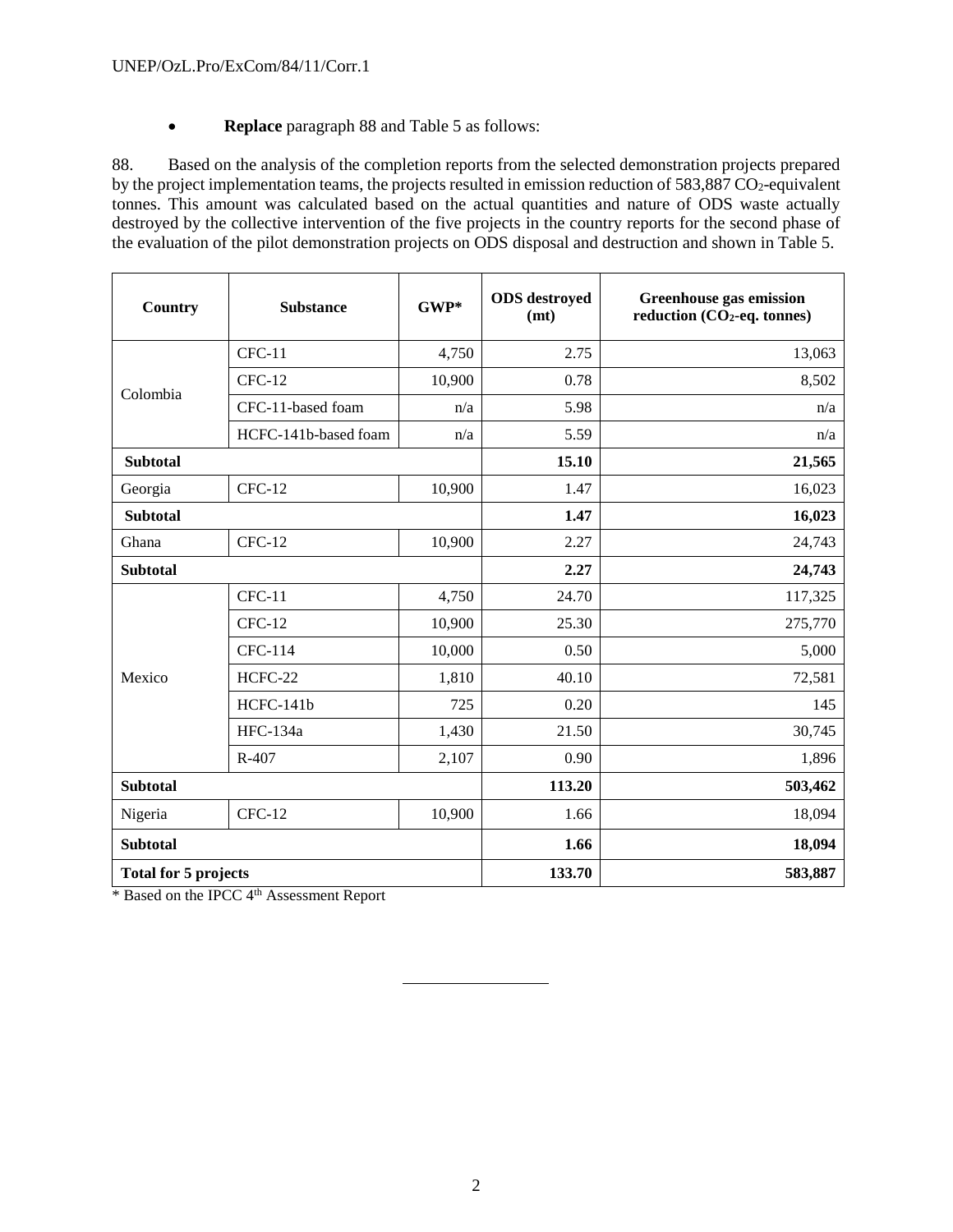- **Replace** paragraph 88 and Table 5 as follows:

88. Based on the analysis of the completion reports from the selected demonstration projects prepared by the project implementation teams, the projects resulted in emission reduction of 583,887 $CO_2$-equivalent tonnes. This amount was calculated based on the actual quantities and nature of ODS waste actually destroyed by the collective intervention of the five projects in the country reports for the second phase of the evaluation of the pilot demonstration projects on ODS disposal and destruction and shown in Table 5.

| Country | Substance | GWP* | ODS destroyed (mt) | Greenhouse gas emission reduction ($CO_2$-eq. tonnes) |
|---|---|---|---|---|
| Colombia | CFC-11 | 4,750 | 2.75 | 13,063 |
| | CFC-12 | 10,900 | 0.78 | 8,502 |
| | CFC-11-based foam | n/a | 5.98 | n/a |
| | HCFC-141b-based foam | n/a | 5.59 | n/a |
| **Subtotal** | | | **15.10** | **21,565** |
| Georgia | CFC-12 | 10,900 | 1.47 | 16,023 |
| **Subtotal** | | | **1.47** | **16,023** |
| Ghana | CFC-12 | 10,900 | 2.27 | 24,743 |
| **Subtotal** | | | **2.27** | **24,743** |
| Mexico | CFC-11 | 4,750 | 24.70 | 117,325 |
| | CFC-12 | 10,900 | 25.30 | 275,770 |
| | CFC-114 | 10,000 | 0.50 | 5,000 |
| | HCFC-22 | 1,810 | 40.10 | 72,581 |
| | HCFC-141b | 725 | 0.20 | 145 |
| | HFC-134a | 1,430 | 21.50 | 30,745 |
| | R-407 | 2,107 | 0.90 | 1,896 |
| **Subtotal** | | | **113.20** | **503,462** |
| Nigeria | CFC-12 | 10,900 | 1.66 | 18,094 |
| **Subtotal** | | | **1.66** | **18,094** |
| **Total for 5 projects** | | | **133.70** | **583,887** |

* Based on the IPCC 4th Assessment Report